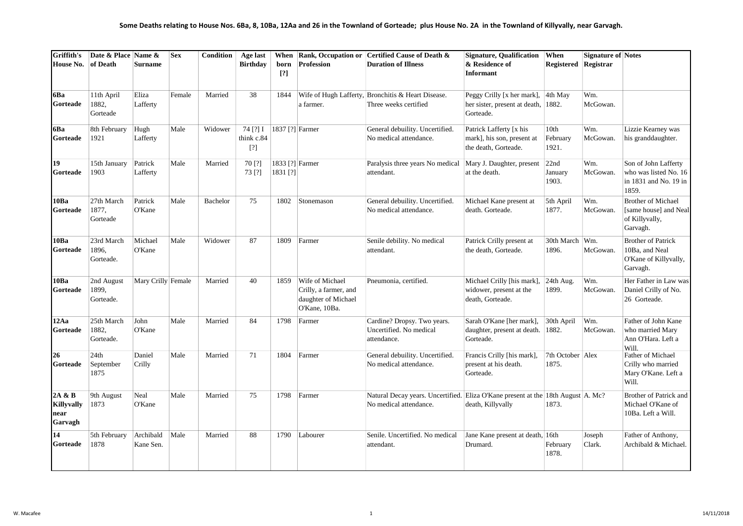**Some Deaths relating to House Nos. 6Ba, 8, 10Ba, 12Aa and 26 in the Townland of Gorteade; plus House No. 2A in the Townland of Killyvally, near Garvagh.**

| Griffith's House No. | Date & Place of Death | Name & Surname | Sex | Condition | Age last Birthday | When born [?] | Rank, Occupation or Profession | Certified Cause of Death & Duration of Illness | Signature, Qualification & Residence of Informant | When Registered | Signature of Registrar | Notes |
|---|---|---|---|---|---|---|---|---|---|---|---|---|
| **6Ba Gorteade** | 11th April 1882, Gorteade | Eliza Lafferty | Female | Married | 38 | 1844 | Wife of Hugh Lafferty, a farmer. | Bronchitis & Heart Disease. Three weeks certified | Peggy Crilly [x her mark], her sister, present at death, Gorteade. | 4th May 1882. | Wm. McGowan. | |
| **6Ba Gorteade** | 8th February 1921 | Hugh Lafferty | Male | Widower | 74 [?] I think c.84 [?] | 1837 [?] | Farmer | General debuility. Uncertified. No medical attendance. | Patrick Lafferty [x his mark], his son, present at the death, Gorteade. | 10th February 1921. | Wm. McGowan. | Lizzie Kearney was his granddaughter. |
| **19 Gorteade** | 15th January 1903 | Patrick Lafferty | Male | Married | 70 [?] 73 [?] | 1833 [?] 1831 [?] | Farmer | Paralysis three years No medical attendant. | Mary J. Daughter, present at the death. | 22nd January 1903. | Wm. McGowan. | Son of John Lafferty who was listed No. 16 in 1831 and No. 19 in 1859. |
| **10Ba Gorteade** | 27th March 1877, Gorteade | Patrick O'Kane | Male | Bachelor | 75 | 1802 | Stonemason | General debuility. Uncertified. No medical attendance. | Michael Kane present at death. Gorteade. | 5th April 1877. | Wm. McGowan. | Brother of Michael [same house] and Neal of Killyvally, Garvagh. |
| **10Ba Gorteade** | 23rd March 1896, Gorteade. | Michael O'Kane | Male | Widower | 87 | 1809 | Farmer | Senile debility. No medical attendant. | Patrick Crilly present at the death, Gorteade. | 30th March 1896. | Wm. McGowan. | Brother of Patrick 10Ba, and Neal O'Kane of Killyvally, Garvagh. |
| **10Ba Gorteade** | 2nd August 1899, Gorteade. | Mary Crilly | Female | Married | 40 | 1859 | Wife of Michael Crilly, a farmer, and daughter of Michael O'Kane, 10Ba. | Pneumonia, certified. | Michael Crilly [his mark], widower, present at the death, Gorteade. | 24th Aug. 1899. | Wm. McGowan. | Her Father in Law was Daniel Crilly of No. 26 Gorteade. |
| **12Aa Gorteade** | 25th March 1882, Gorteade. | John O'Kane | Male | Married | 84 | 1798 | Farmer | Cardine? Dropsy. Two years. Uncertified. No medical attendance. | Sarah O'Kane [her mark], daughter, present at death. Gorteade. | 30th April 1882. | Wm. McGowan. | Father of John Kane who married Mary Ann O'Hara. Left a Will. |
| **26 Gorteade** | 24th September 1875 | Daniel Crilly | Male | Married | 71 | 1804 | Farmer | General debuility. Uncertified. No medical attendance. | Francis Crilly [his mark], present at his death. Gorteade. | 7th October 1875. | Alex | Father of Michael Crilly who married Mary O'Kane. Left a Will. |
| **2A & B Killyvally near Garvagh** | 9th August 1873 | Neal O'Kane | Male | Married | 75 | 1798 | Farmer | Natural Decay years. Uncertified. No medical attendance. | Eliza O'Kane present at the death, Killyvally | 18th August 1873. | A. Mc? | Brother of Patrick and Michael O'Kane of 10Ba. Left a Will. |
| **14 Gorteade** | 5th February 1878 | Archibald Kane Sen. | Male | Married | 88 | 1790 | Labourer | Senile. Uncertified. No medical attendant. | Jane Kane present at death, Drumard. | 16th February 1878. | Joseph Clark. | Father of Anthony, Archibald & Michael. |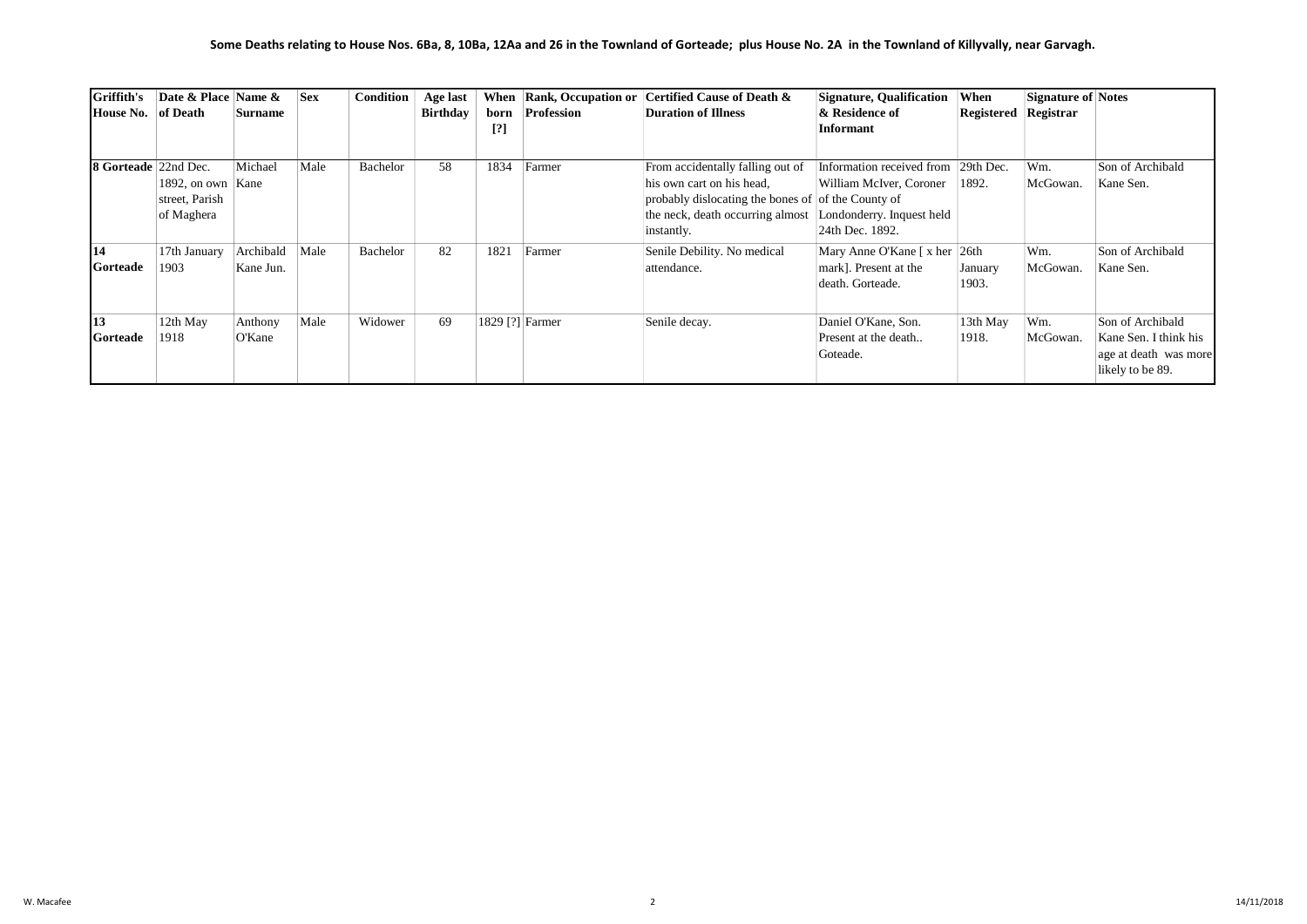**Some Deaths relating to House Nos. 6Ba, 8, 10Ba, 12Aa and 26 in the Townland of Gorteade; plus House No. 2A in the Townland of Killyvally, near Garvagh.**

| Griffith's House No. | Date & Place of Death | Name & Surname | Sex | Condition | Age last Birthday | When born [?] | Rank, Occupation or Profession | Certified Cause of Death & Duration of Illness | Signature, Qualification & Residence of Informant | When Registered | Signature of Registrar | Notes |
|---|---|---|---|---|---|---|---|---|---|---|---|---|
| **8 Gorteade** | 22nd Dec. 1892, on own street, Parish of Maghera | Michael Kane | Male | Bachelor | 58 | 1834 | Farmer | From accidentally falling out of his own cart on his head, probably dislocating the bones of the neck, death occurring almost instantly. | Information received from William McIver, Coroner of the County of Londonderry. Inquest held 24th Dec. 1892. | 29th Dec. 1892. | Wm. McGowan. | Son of Archibald Kane Sen. |
| **14 Gorteade** | 17th January 1903 | Archibald Kane Jun. | Male | Bachelor | 82 | 1821 | Farmer | Senile Debility. No medical attendance. | Mary Anne O'Kane [ x her mark]. Present at the death. Gorteade. | 26th January 1903. | Wm. McGowan. | Son of Archibald Kane Sen. |
| **13 Gorteade** | 12th May 1918 | Anthony O'Kane | Male | Widower | 69 | 1829 [?] | Farmer | Senile decay. | Daniel O'Kane, Son. Present at the death.. Goteade. | 13th May 1918. | Wm. McGowan. | Son of Archibald Kane Sen. I think his age at death was more likely to be 89. |

W. Macafee

14/11/2018